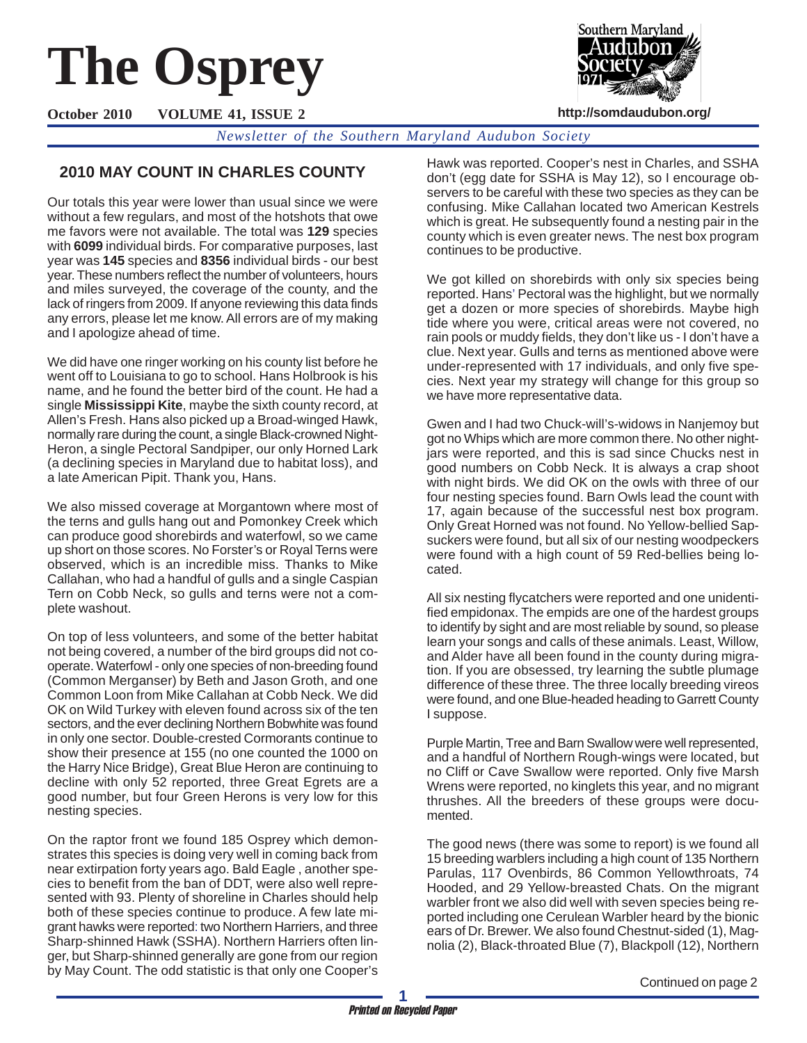# The Osprey

**October 2010 VOLUME 41, ISSUE 2**

**http://somdaudubon.org/**

*Newsletter of the Southern Maryland Audubon Society*

## 2010 MAY COUNT IN CHARLES COUNTY

Our totals this year were lower than usual since we were without a few regulars, and most of the hotshots that owe me favors were not available. The total was **129** species with **6099** individual birds. For comparative purposes, last year was **145** species and **8356** individual birds - our best year. These numbers reflect the number of volunteers, hours and miles surveyed, the coverage of the county, and the lack of ringers from 2009. If anyone reviewing this data finds any errors, please let me know. All errors are of my making and I apologize ahead of time.

We did have one ringer working on his county list before he went off to Louisiana to go to school. Hans Holbrook is his name, and he found the better bird of the count. He had a single **Mississippi Kite**, maybe the sixth county record, at Allen's Fresh. Hans also picked up a Broad-winged Hawk, normally rare during the count, a single Black-crowned Night-Heron, a single Pectoral Sandpiper, our only Horned Lark (a declining species in Maryland due to habitat loss), and a late American Pipit. Thank you, Hans.

We also missed coverage at Morgantown where most of the terns and gulls hang out and Pomonkey Creek which can produce good shorebirds and waterfowl, so we came up short on those scores. No Forster's or Royal Terns were observed, which is an incredible miss. Thanks to Mike Callahan, who had a handful of gulls and a single Caspian Tern on Cobb Neck, so gulls and terns were not a complete washout.

On top of less volunteers, and some of the better habitat not being covered, a number of the bird groups did not cooperate. Waterfowl - only one species of non-breeding found (Common Merganser) by Beth and Jason Groth, and one Common Loon from Mike Callahan at Cobb Neck. We did OK on Wild Turkey with eleven found across six of the ten sectors, and the ever declining Northern Bobwhite was found in only one sector. Double-crested Cormorants continue to show their presence at 155 (no one counted the 1000 on the Harry Nice Bridge), Great Blue Heron are continuing to decline with only 52 reported, three Great Egrets are a good number, but four Green Herons is very low for this nesting species.

On the raptor front we found 185 Osprey which demonstrates this species is doing very well in coming back from near extirpation forty years ago. Bald Eagle , another species to benefit from the ban of DDT, were also well represented with 93. Plenty of shoreline in Charles should help both of these species continue to produce. A few late migrant hawks were reported: two Northern Harriers, and three Sharp-shinned Hawk (SSHA). Northern Harriers often linger, but Sharp-shinned generally are gone from our region by May Count. The odd statistic is that only one Cooper's Hawk was reported. Cooper's nest in Charles, and SSHA don't (egg date for SSHA is May 12), so I encourage observers to be careful with these two species as they can be confusing. Mike Callahan located two American Kestrels which is great. He subsequently found a nesting pair in the county which is even greater news. The nest box program continues to be productive.

We got killed on shorebirds with only six species being reported. Hans' Pectoral was the highlight, but we normally get a dozen or more species of shorebirds. Maybe high tide where you were, critical areas were not covered, no rain pools or muddy fields, they don't like us - I don't have a clue. Next year. Gulls and terns as mentioned above were under-represented with 17 individuals, and only five species. Next year my strategy will change for this group so we have more representative data.

Gwen and I had two Chuck-will's-widows in Nanjemoy but got no Whips which are more common there. No other nightjars were reported, and this is sad since Chucks nest in good numbers on Cobb Neck. It is always a crap shoot with night birds. We did OK on the owls with three of our four nesting species found. Barn Owls lead the count with 17, again because of the successful nest box program. Only Great Horned was not found. No Yellow-bellied Sapsuckers were found, but all six of our nesting woodpeckers were found with a high count of 59 Red-bellies being located.

All six nesting flycatchers were reported and one unidentified empidonax. The empids are one of the hardest groups to identify by sight and are most reliable by sound, so please learn your songs and calls of these animals. Least, Willow, and Alder have all been found in the county during migration. If you are obsessed, try learning the subtle plumage difference of these three. The three locally breeding vireos were found, and one Blue-headed heading to Garrett County I suppose.

Purple Martin, Tree and Barn Swallow were well represented, and a handful of Northern Rough-wings were located, but no Cliff or Cave Swallow were reported. Only five Marsh Wrens were reported, no kinglets this year, and no migrant thrushes. All the breeders of these groups were documented.

The good news (there was some to report) is we found all 15 breeding warblers including a high count of 135 Northern Parulas, 117 Ovenbirds, 86 Common Yellowthroats, 74 Hooded, and 29 Yellow-breasted Chats. On the migrant warbler front we also did well with seven species being reported including one Cerulean Warbler heard by the bionic ears of Dr. Brewer. We also found Chestnut-sided (1), Magnolia (2), Black-throated Blue (7), Blackpoll (12), Northern

Continued on page 2

*Printed on Recycled Paper*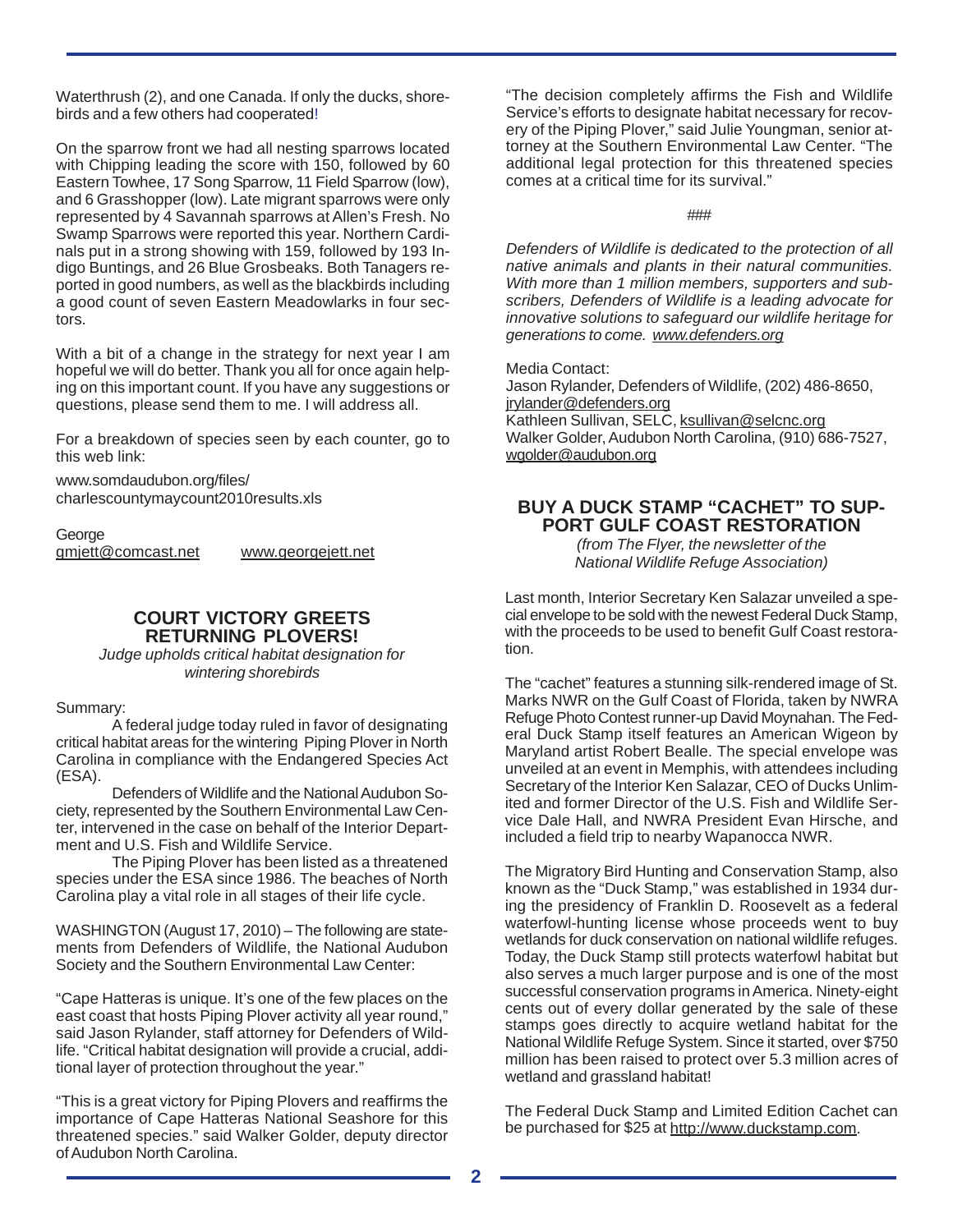Waterthrush (2), and one Canada. If only the ducks, shorebirds and a few others had cooperated!

On the sparrow front we had all nesting sparrows located with Chipping leading the score with 150, followed by 60 Eastern Towhee, 17 Song Sparrow, 11 Field Sparrow (low), and 6 Grasshopper (low). Late migrant sparrows were only represented by 4 Savannah sparrows at Allen's Fresh. No Swamp Sparrows were reported this year. Northern Cardinals put in a strong showing with 159, followed by 193 Indigo Buntings, and 26 Blue Grosbeaks. Both Tanagers reported in good numbers, as well as the blackbirds including a good count of seven Eastern Meadowlarks in four sectors.

With a bit of a change in the strategy for next year I am hopeful we will do better. Thank you all for once again helping on this important count. If you have any suggestions or questions, please send them to me. I will address all.

For a breakdown of species seen by each counter, go to this web link:

www.somdaudubon.org/files/charlescountymaycount2010results.xls

George
gmjett@comcast.net www.georgejett.net

## COURT VICTORY GREETS RETURNING PLOVERS!

*Judge upholds critical habitat designation for wintering shorebirds*

Summary:

A federal judge today ruled in favor of designating critical habitat areas for the wintering Piping Plover in North Carolina in compliance with the Endangered Species Act (ESA).

Defenders of Wildlife and the National Audubon Society, represented by the Southern Environmental Law Center, intervened in the case on behalf of the Interior Department and U.S. Fish and Wildlife Service.

The Piping Plover has been listed as a threatened species under the ESA since 1986. The beaches of North Carolina play a vital role in all stages of their life cycle.

WASHINGTON (August 17, 2010) – The following are statements from Defenders of Wildlife, the National Audubon Society and the Southern Environmental Law Center:

"Cape Hatteras is unique. It's one of the few places on the east coast that hosts Piping Plover activity all year round," said Jason Rylander, staff attorney for Defenders of Wildlife. "Critical habitat designation will provide a crucial, additional layer of protection throughout the year."

"This is a great victory for Piping Plovers and reaffirms the importance of Cape Hatteras National Seashore for this threatened species." said Walker Golder, deputy director of Audubon North Carolina.

"The decision completely affirms the Fish and Wildlife Service's efforts to designate habitat necessary for recovery of the Piping Plover," said Julie Youngman, senior attorney at the Southern Environmental Law Center. "The additional legal protection for this threatened species comes at a critical time for its survival."

###

*Defenders of Wildlife is dedicated to the protection of all native animals and plants in their natural communities. With more than 1 million members, supporters and subscribers, Defenders of Wildlife is a leading advocate for innovative solutions to safeguard our wildlife heritage for generations to come. www.defenders.org*

Media Contact:
Jason Rylander, Defenders of Wildlife, (202) 486-8650, jrylander@defenders.org
Kathleen Sullivan, SELC, ksullivan@selcnc.org
Walker Golder, Audubon North Carolina, (910) 686-7527, wgolder@audubon.org

## BUY A DUCK STAMP "CACHET" TO SUPPORT GULF COAST RESTORATION

*(from The Flyer, the newsletter of the National Wildlife Refuge Association)*

Last month, Interior Secretary Ken Salazar unveiled a special envelope to be sold with the newest Federal Duck Stamp, with the proceeds to be used to benefit Gulf Coast restoration.

The "cachet" features a stunning silk-rendered image of St. Marks NWR on the Gulf Coast of Florida, taken by NWRA Refuge Photo Contest runner-up David Moynahan. The Federal Duck Stamp itself features an American Wigeon by Maryland artist Robert Bealle. The special envelope was unveiled at an event in Memphis, with attendees including Secretary of the Interior Ken Salazar, CEO of Ducks Unlimited and former Director of the U.S. Fish and Wildlife Service Dale Hall, and NWRA President Evan Hirsche, and included a field trip to nearby Wapanocca NWR.

The Migratory Bird Hunting and Conservation Stamp, also known as the "Duck Stamp," was established in 1934 during the presidency of Franklin D. Roosevelt as a federal waterfowl-hunting license whose proceeds went to buy wetlands for duck conservation on national wildlife refuges. Today, the Duck Stamp still protects waterfowl habitat but also serves a much larger purpose and is one of the most successful conservation programs in America. Ninety-eight cents out of every dollar generated by the sale of these stamps goes directly to acquire wetland habitat for the National Wildlife Refuge System. Since it started, over $750 million has been raised to protect over 5.3 million acres of wetland and grassland habitat!

The Federal Duck Stamp and Limited Edition Cachet can be purchased for $25 at http://www.duckstamp.com.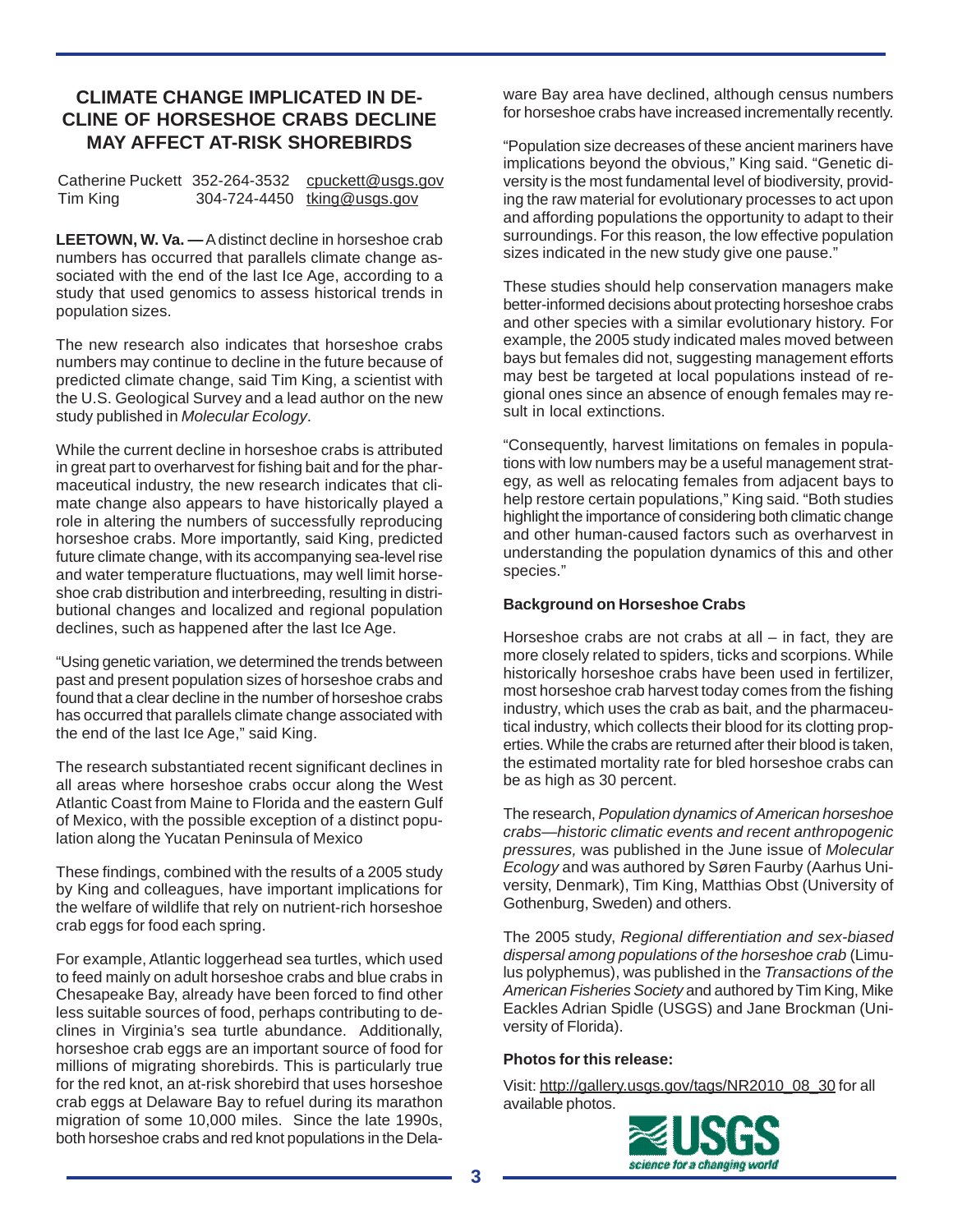## CLIMATE CHANGE IMPLICATED IN DECLINE OF HORSESHOE CRABS DECLINE MAY AFFECT AT-RISK SHOREBIRDS

Catherine Puckett 352-264-3532 cpuckett@usgs.gov
Tim King 304-724-4450 tking@usgs.gov

**LEETOWN, W. Va. —** A distinct decline in horseshoe crab numbers has occurred that parallels climate change associated with the end of the last Ice Age, according to a study that used genomics to assess historical trends in population sizes.

The new research also indicates that horseshoe crabs numbers may continue to decline in the future because of predicted climate change, said Tim King, a scientist with the U.S. Geological Survey and a lead author on the new study published in *Molecular Ecology*.

While the current decline in horseshoe crabs is attributed in great part to overharvest for fishing bait and for the pharmaceutical industry, the new research indicates that climate change also appears to have historically played a role in altering the numbers of successfully reproducing horseshoe crabs. More importantly, said King, predicted future climate change, with its accompanying sea-level rise and water temperature fluctuations, may well limit horseshoe crab distribution and interbreeding, resulting in distributional changes and localized and regional population declines, such as happened after the last Ice Age.

"Using genetic variation, we determined the trends between past and present population sizes of horseshoe crabs and found that a clear decline in the number of horseshoe crabs has occurred that parallels climate change associated with the end of the last Ice Age," said King.

The research substantiated recent significant declines in all areas where horseshoe crabs occur along the West Atlantic Coast from Maine to Florida and the eastern Gulf of Mexico, with the possible exception of a distinct population along the Yucatan Peninsula of Mexico

These findings, combined with the results of a 2005 study by King and colleagues, have important implications for the welfare of wildlife that rely on nutrient-rich horseshoe crab eggs for food each spring.

For example, Atlantic loggerhead sea turtles, which used to feed mainly on adult horseshoe crabs and blue crabs in Chesapeake Bay, already have been forced to find other less suitable sources of food, perhaps contributing to declines in Virginia's sea turtle abundance. Additionally, horseshoe crab eggs are an important source of food for millions of migrating shorebirds. This is particularly true for the red knot, an at-risk shorebird that uses horseshoe crab eggs at Delaware Bay to refuel during its marathon migration of some 10,000 miles. Since the late 1990s, both horseshoe crabs and red knot populations in the Delaware Bay area have declined, although census numbers for horseshoe crabs have increased incrementally recently.

"Population size decreases of these ancient mariners have implications beyond the obvious," King said. "Genetic diversity is the most fundamental level of biodiversity, providing the raw material for evolutionary processes to act upon and affording populations the opportunity to adapt to their surroundings. For this reason, the low effective population sizes indicated in the new study give one pause."

These studies should help conservation managers make better-informed decisions about protecting horseshoe crabs and other species with a similar evolutionary history. For example, the 2005 study indicated males moved between bays but females did not, suggesting management efforts may best be targeted at local populations instead of regional ones since an absence of enough females may result in local extinctions.

"Consequently, harvest limitations on females in populations with low numbers may be a useful management strategy, as well as relocating females from adjacent bays to help restore certain populations," King said. "Both studies highlight the importance of considering both climatic change and other human-caused factors such as overharvest in understanding the population dynamics of this and other species."

### Background on Horseshoe Crabs

Horseshoe crabs are not crabs at all – in fact, they are more closely related to spiders, ticks and scorpions. While historically horseshoe crabs have been used in fertilizer, most horseshoe crab harvest today comes from the fishing industry, which uses the crab as bait, and the pharmaceutical industry, which collects their blood for its clotting properties. While the crabs are returned after their blood is taken, the estimated mortality rate for bled horseshoe crabs can be as high as 30 percent.

The research, *Population dynamics of American horseshoe crabs—historic climatic events and recent anthropogenic pressures,* was published in the June issue of *Molecular Ecology* and was authored by Søren Faurby (Aarhus University, Denmark), Tim King, Matthias Obst (University of Gothenburg, Sweden) and others.

The 2005 study, *Regional differentiation and sex-biased dispersal among populations of the horseshoe crab* (Limulus polyphemus), was published in the *Transactions of the American Fisheries Society* and authored by Tim King, Mike Eackles Adrian Spidle (USGS) and Jane Brockman (University of Florida).

### Photos for this release:

Visit: http://gallery.usgs.gov/tags/NR2010_08_30 for all available photos.

USGS science for a changing world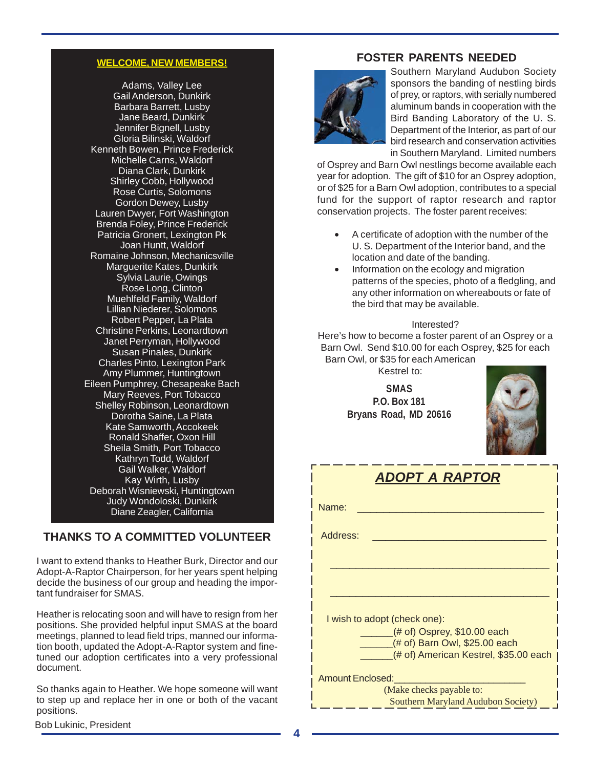## WELCOME, NEW MEMBERS!

Adams, Valley Lee
Gail Anderson, Dunkirk
Barbara Barrett, Lusby
Jane Beard, Dunkirk
Jennifer Bignell, Lusby
Gloria Bilinski, Waldorf
Kenneth Bowen, Prince Frederick
Michelle Carns, Waldorf
Diana Clark, Dunkirk
Shirley Cobb, Hollywood
Rose Curtis, Solomons
Gordon Dewey, Lusby
Lauren Dwyer, Fort Washington
Brenda Foley, Prince Frederick
Patricia Gronert, Lexington Pk
Joan Huntt, Waldorf
Romaine Johnson, Mechanicsville
Marguerite Kates, Dunkirk
Sylvia Laurie, Owings
Rose Long, Clinton
Muehlfeld Family, Waldorf
Lillian Niederer, Solomons
Robert Pepper, La Plata
Christine Perkins, Leonardtown
Janet Perryman, Hollywood
Susan Pinales, Dunkirk
Charles Pinto, Lexington Park
Amy Plummer, Huntingtown
Eileen Pumphrey, Chesapeake Bach
Mary Reeves, Port Tobacco
Shelley Robinson, Leonardtown
Dorotha Saine, La Plata
Kate Samworth, Accokeek
Ronald Shaffer, Oxon Hill
Sheila Smith, Port Tobacco
Kathryn Todd, Waldorf
Gail Walker, Waldorf
Kay Wirth, Lusby
Deborah Wisniewski, Huntingtown
Judy Wondoloski, Dunkirk
Diane Zeagler, California

## THANKS TO A COMMITTED VOLUNTEER

I want to extend thanks to Heather Burk, Director and our Adopt-A-Raptor Chairperson, for her years spent helping decide the business of our group and heading the important fundraiser for SMAS.

Heather is relocating soon and will have to resign from her positions. She provided helpful input SMAS at the board meetings, planned to lead field trips, manned our information booth, updated the Adopt-A-Raptor system and fine-tuned our adoption certificates into a very professional document.

So thanks again to Heather. We hope someone will want to step up and replace her in one or both of the vacant positions.

Bob Lukinic, President

## FOSTER PARENTS NEEDED

Southern Maryland Audubon Society sponsors the banding of nestling birds of prey, or raptors, with serially numbered aluminum bands in cooperation with the Bird Banding Laboratory of the U. S. Department of the Interior, as part of our bird research and conservation activities in Southern Maryland. Limited numbers of Osprey and Barn Owl nestlings become available each year for adoption. The gift of $10 for an Osprey adoption, or of $25 for a Barn Owl adoption, contributes to a special fund for the support of raptor research and raptor conservation projects. The foster parent receives:

- A certificate of adoption with the number of the U. S. Department of the Interior band, and the location and date of the banding.
- Information on the ecology and migration patterns of the species, photo of a fledgling, and any other information on whereabouts or fate of the bird that may be available.

Interested?
Here's how to become a foster parent of an Osprey or a Barn Owl. Send $10.00 for each Osprey, $25 for each Barn Owl, or $35 for each American Kestrel to:

**SMAS**
**P.O. Box 181**
**Bryans Road, MD 20616**

### *ADOPT A RAPTOR*

Name: ________________________________

Address: ________________________________

________________________________

________________________________

I wish to adopt (check one):
______(# of) Osprey, $10.00 each
______(# of) Barn Owl, $25.00 each
______(# of) American Kestrel, $35.00 each

Amount Enclosed:________________________
(Make checks payable to:
Southern Maryland Audubon Society)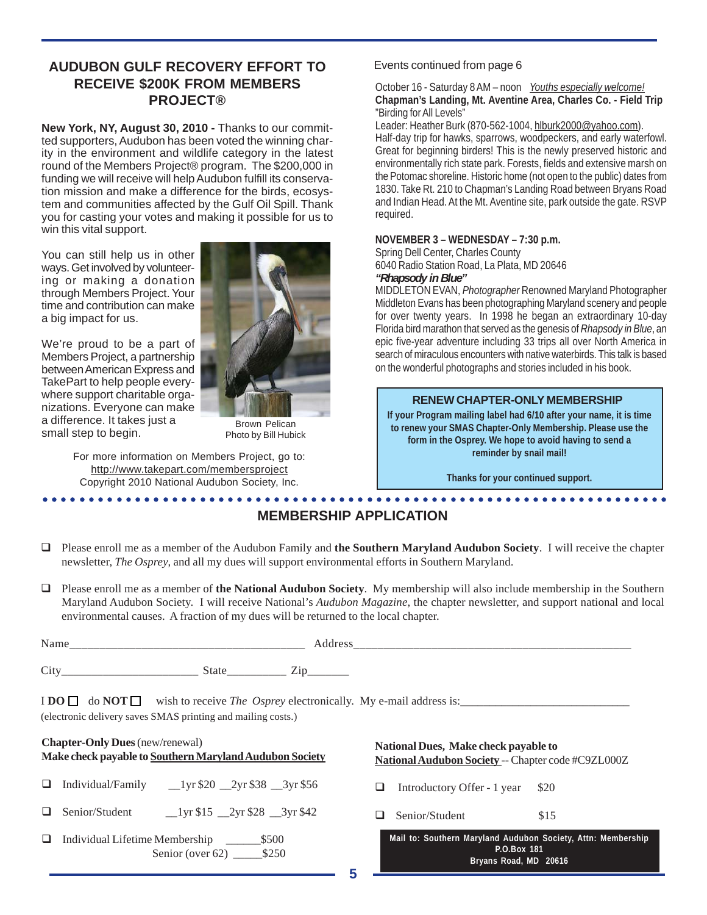## AUDUBON GULF RECOVERY EFFORT TO RECEIVE $200K FROM MEMBERS PROJECT®

**New York, NY, August 30, 2010 -** Thanks to our committed supporters, Audubon has been voted the winning charity in the environment and wildlife category in the latest round of the Members Project® program. The $200,000 in funding we will receive will help Audubon fulfill its conservation mission and make a difference for the birds, ecosystem and communities affected by the Gulf Oil Spill. Thank you for casting your votes and making it possible for us to win this vital support.

You can still help us in other ways. Get involved by volunteering or making a donation through Members Project. Your time and contribution can make a big impact for us.

We're proud to be a part of Members Project, a partnership between American Express and TakePart to help people everywhere support charitable organizations. Everyone can make a difference. It takes just a small step to begin.

Brown Pelican
Photo by Bill Hubick

For more information on Members Project, go to: http://www.takepart.com/membersproject
Copyright 2010 National Audubon Society, Inc.

Events continued from page 6

October 16 - Saturday 8 AM – noon *Youths especially welcome!*
**Chapman's Landing, Mt. Aventine Area, Charles Co. - Field Trip**
"Birding for All Levels"
Leader: Heather Burk (870-562-1004, hlburk2000@yahoo.com).
Half-day trip for hawks, sparrows, woodpeckers, and early waterfowl. Great for beginning birders! This is the newly preserved historic and environmentally rich state park. Forests, fields and extensive marsh on the Potomac shoreline. Historic home (not open to the public) dates from 1830. Take Rt. 210 to Chapman's Landing Road between Bryans Road and Indian Head. At the Mt. Aventine site, park outside the gate. RSVP required.

**NOVEMBER 3 – WEDNESDAY – 7:30 p.m.**
Spring Dell Center, Charles County
6040 Radio Station Road, La Plata, MD 20646
***"Rhapsody in Blue"***
MIDDLETON EVAN, *Photographer* Renowned Maryland Photographer Middleton Evans has been photographing Maryland scenery and people for over twenty years. In 1998 he began an extraordinary 10-day Florida bird marathon that served as the genesis of *Rhapsody in Blue*, an epic five-year adventure including 33 trips all over North America in search of miraculous encounters with native waterbirds. This talk is based on the wonderful photographs and stories included in his book.

**RENEW CHAPTER-ONLY MEMBERSHIP**

**If your Program mailing label had 6/10 after your name, it is time to renew your SMAS Chapter-Only Membership. Please use the form in the Osprey. We hope to avoid having to send a reminder by snail mail!**

**Thanks for your continued support.**

## MEMBERSHIP APPLICATION

❑ Please enroll me as a member of the Audubon Family and **the Southern Maryland Audubon Society**. I will receive the chapter newsletter, *The Osprey*, and all my dues will support environmental efforts in Southern Maryland.

❑ Please enroll me as a member of **the National Audubon Society**. My membership will also include membership in the Southern Maryland Audubon Society. I will receive National's *Audubon Magazine*, the chapter newsletter, and support national and local environmental causes. A fraction of my dues will be returned to the local chapter.

Name_______________________________________ Address_______________________________________________

City______________________ State__________ Zip_______

I **DO** ☐ do **NOT** ☐ wish to receive *The Osprey* electronically. My e-mail address is:____________________________
(electronic delivery saves SMAS printing and mailing costs.)

**Chapter-Only Dues** (new/renewal)
**Make check payable to Southern Maryland Audubon Society**

❑ Individual/Family __1yr $20 __2yr $38 __3yr $56

❑ Senior/Student __1yr $15 __2yr $28 __3yr $42

❑ Individual Lifetime Membership ______$500
Senior (over 62) _____$250

**National Dues, Make check payable to National Audubon Society** -- Chapter code #C9ZL000Z

❑ Introductory Offer - 1 year $20

❑ Senior/Student $15

**Mail to: Southern Maryland Audubon Society, Attn: Membership
P.O.Box 181
Bryans Road, MD 20616**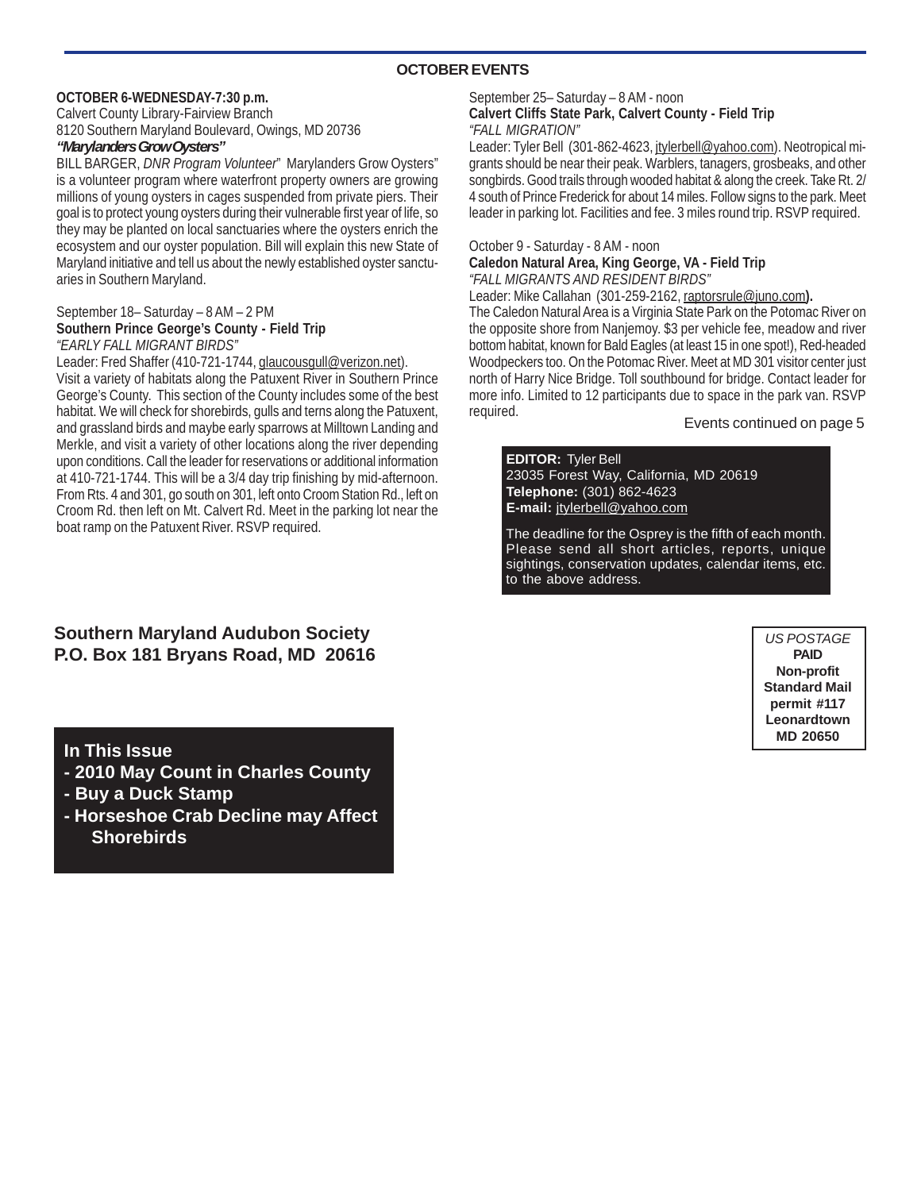## OCTOBER EVENTS

**OCTOBER 6-WEDNESDAY-7:30 p.m.**
Calvert County Library-Fairview Branch
8120 Southern Maryland Boulevard, Owings, MD 20736
***"Marylanders Grow Oysters"***

BILL BARGER, *DNR Program Volunteer*" Marylanders Grow Oysters" is a volunteer program where waterfront property owners are growing millions of young oysters in cages suspended from private piers. Their goal is to protect young oysters during their vulnerable first year of life, so they may be planted on local sanctuaries where the oysters enrich the ecosystem and our oyster population. Bill will explain this new State of Maryland initiative and tell us about the newly established oyster sanctuaries in Southern Maryland.

September 18– Saturday – 8 AM – 2 PM
**Southern Prince George's County - Field Trip**
*"EARLY FALL MIGRANT BIRDS"*

Leader: Fred Shaffer (410-721-1744, glaucousgull@verizon.net).
Visit a variety of habitats along the Patuxent River in Southern Prince George's County. This section of the County includes some of the best habitat. We will check for shorebirds, gulls and terns along the Patuxent, and grassland birds and maybe early sparrows at Milltown Landing and Merkle, and visit a variety of other locations along the river depending upon conditions. Call the leader for reservations or additional information at 410-721-1744. This will be a 3/4 day trip finishing by mid-afternoon. From Rts. 4 and 301, go south on 301, left onto Croom Station Rd., left on Croom Rd. then left on Mt. Calvert Rd. Meet in the parking lot near the boat ramp on the Patuxent River. RSVP required.

September 25– Saturday – 8 AM - noon
**Calvert Cliffs State Park, Calvert County - Field Trip**
*"FALL MIGRATION"*

Leader: Tyler Bell (301-862-4623, jtylerbell@yahoo.com). Neotropical migrants should be near their peak. Warblers, tanagers, grosbeaks, and other songbirds. Good trails through wooded habitat & along the creek. Take Rt. 2/4 south of Prince Frederick for about 14 miles. Follow signs to the park. Meet leader in parking lot. Facilities and fee. 3 miles round trip. RSVP required.

October 9 - Saturday - 8 AM - noon
**Caledon Natural Area, King George, VA - Field Trip**
*"FALL MIGRANTS AND RESIDENT BIRDS"*

Leader: Mike Callahan (301-259-2162, raptorsrule@juno.com**).**
The Caledon Natural Area is a Virginia State Park on the Potomac River on the opposite shore from Nanjemoy. $3 per vehicle fee, meadow and river bottom habitat, known for Bald Eagles (at least 15 in one spot!), Red-headed Woodpeckers too. On the Potomac River. Meet at MD 301 visitor center just north of Harry Nice Bridge. Toll southbound for bridge. Contact leader for more info. Limited to 12 participants due to space in the park van. RSVP required.

Events continued on page 5

**EDITOR:** Tyler Bell
23035 Forest Way, California, MD 20619
**Telephone:** (301) 862-4623
**E-mail:** jtylerbell@yahoo.com

The deadline for the Osprey is the fifth of each month. Please send all short articles, reports, unique sightings, conservation updates, calendar items, etc. to the above address.

**Southern Maryland Audubon Society**
**P.O. Box 181 Bryans Road, MD 20616**

*US POSTAGE*
**PAID**
**Non-profit**
**Standard Mail**
**permit #117**
**Leonardtown**
**MD 20650**

**In This Issue**
- **2010 May Count in Charles County**
- **Buy a Duck Stamp**
- **Horseshoe Crab Decline may Affect Shorebirds**